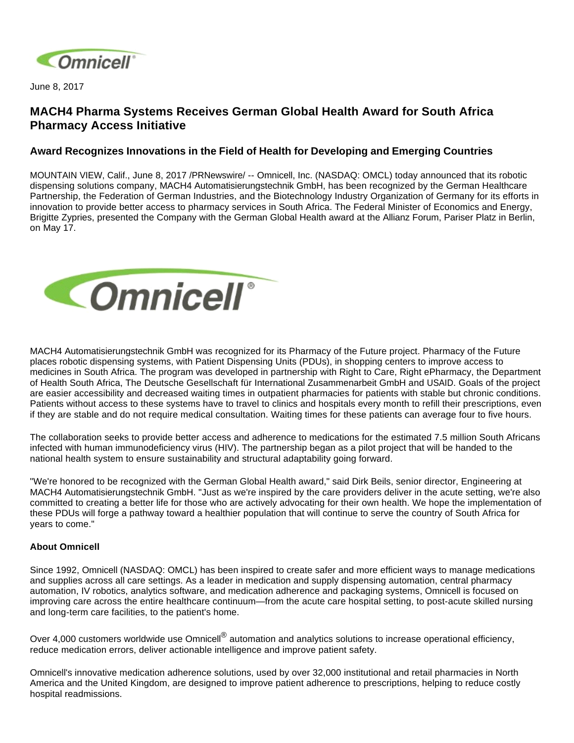June 8, 2017

# MACH4 Pharma Systems Receives German Global Health Award for South Africa Pharmacy Access Initiative

## Award Recognizes Innovations in the Field of Health for Developing and Emerging Countries

MOUNTAIN VIEW, Calif., June 8, 2017 /PRNewswire/ -- Omnicell, Inc. (NASDAQ: OMCL) today announced that its robotic dispensing solutions company, MACH4 Automatisierungstechnik GmbH, has been recognized by the German Healthcare Partnership, the Federation of German Industries, and the Biotechnology Industry Organization of Germany for its efforts in innovation to provide better access to pharmacy services in South Africa. The Federal Minister of Economics and Energy, Brigitte Zypries, presented the Company with the German Global Health award at the Allianz Forum, Pariser Platz in Berlin, on May 17.

MACH4 Automatisierungstechnik GmbH was recognized for its Pharmacy of the Future project. Pharmacy of the Future places robotic dispensing systems, with Patient Dispensing Units (PDUs), in shopping centers to improve access to medicines in South Africa. The program was developed in partnership with Right to Care, Right ePharmacy, the Department of Health South Africa, The Deutsche Gesellschaft für International Zusammenarbeit GmbH and USAID. Goals of the project are easier accessibility and decreased waiting times in outpatient pharmacies for patients with stable but chronic conditions. Patients without access to these systems have to travel to clinics and hospitals every month to refill their prescriptions, even if they are stable and do not require medical consultation. Waiting times for these patients can average four to five hours.

The collaboration seeks to provide better access and adherence to medications for the estimated 7.5 million South Africans infected with human immunodeficiency virus (HIV). The partnership began as a pilot project that will be handed to the national health system to ensure sustainability and structural adaptability going forward.

"We're honored to be recognized with the German Global Health award," said Dirk Beils, senior director, Engineering at MACH4 Automatisierungstechnik GmbH. "Just as we're inspired by the care providers deliver in the acute setting, we're also committed to creating a better life for those who are actively advocating for their own health. We hope the implementation of these PDUs will forge a pathway toward a healthier population that will continue to serve the country of South Africa for years to come."

**About Omnicell**

Since 1992, Omnicell (NASDAQ: OMCL) has been inspired to create safer and more efficient ways to manage medications and supplies across all care settings. As a leader in medication and supply dispensing automation, central pharmacy automation, IV robotics, analytics software, and medication adherence and packaging systems, Omnicell is focused on improving care across the entire healthcare continuum—from the acute care hospital setting, to post-acute skilled nursing and long-term care facilities, to the patient's home.

Over 4,000 customers worldwide use Omnicell® automation and analytics solutions to increase operational efficiency, reduce medication errors, deliver actionable intelligence and improve patient safety.

Omnicell's innovative medication adherence solutions, used by over 32,000 institutional and retail pharmacies in North America and the United Kingdom, are designed to improve patient adherence to prescriptions, helping to reduce costly hospital readmissions.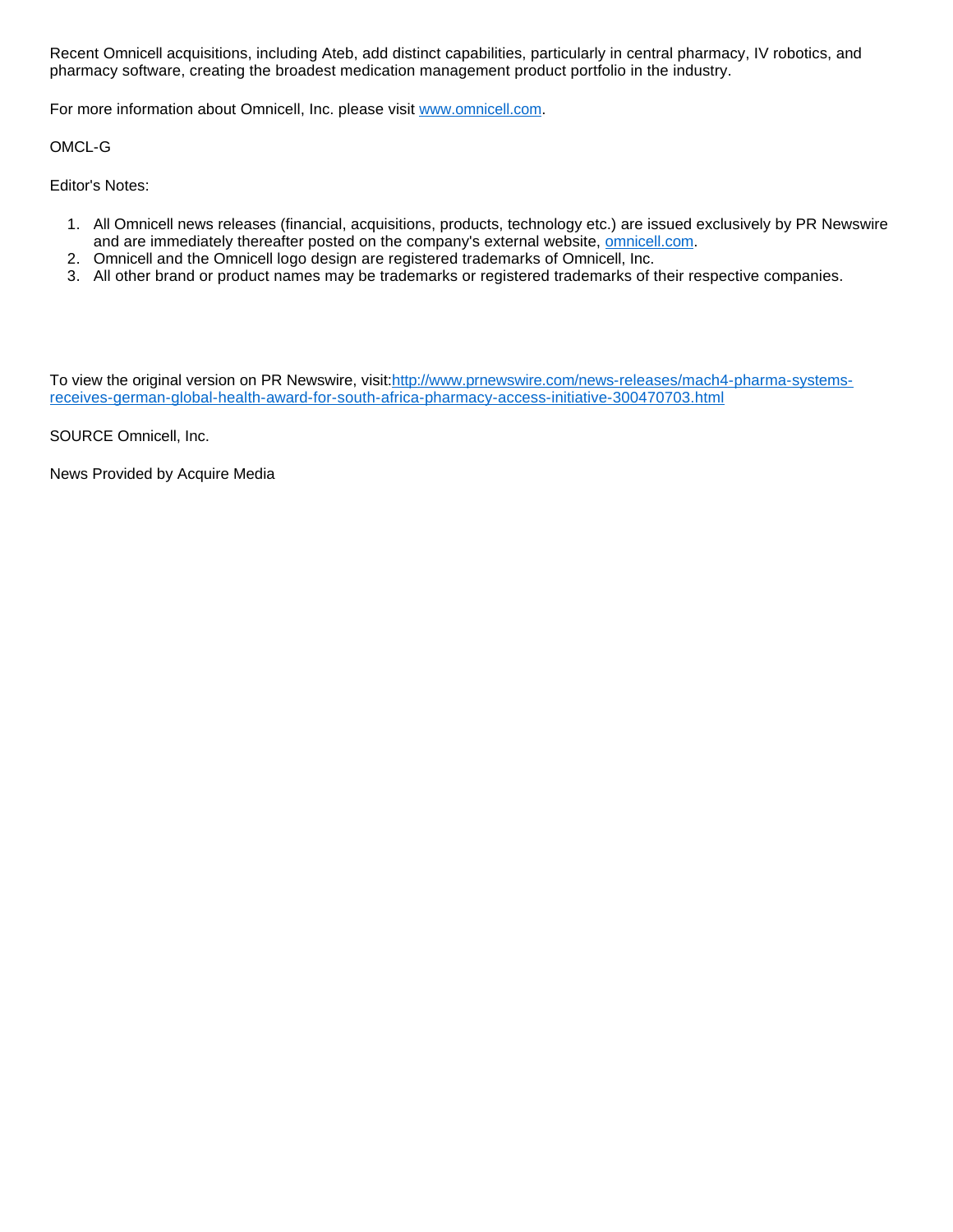Recent Omnicell acquisitions, including Ateb, add distinct capabilities, particularly in central pharmacy, IV robotics, and pharmacy software, creating the broadest medication management product portfolio in the industry.

For more information about Omnicell, Inc. please visit [www.omnicell.com](http://www.omnicell.com).

OMCL-G

Editor's Notes:

1. All Omnicell news releases (financial, acquisitions, products, technology etc.) are issued exclusively by PR Newswire and are immediately thereafter posted on the company's external website, [omnicell.com](http://omnicell.com).
2. Omnicell and the Omnicell logo design are registered trademarks of Omnicell, Inc.
3. All other brand or product names may be trademarks or registered trademarks of their respective companies.

To view the original version on PR Newswire, visit:[http://www.prnewswire.com/news-releases/mach4-pharma-systems-receives-german-global-health-award-for-south-africa-pharmacy-access-initiative-300470703.html](http://www.prnewswire.com/news-releases/mach4-pharma-systems-receives-german-global-health-award-for-south-africa-pharmacy-access-initiative-300470703.html)

SOURCE Omnicell, Inc.

News Provided by Acquire Media